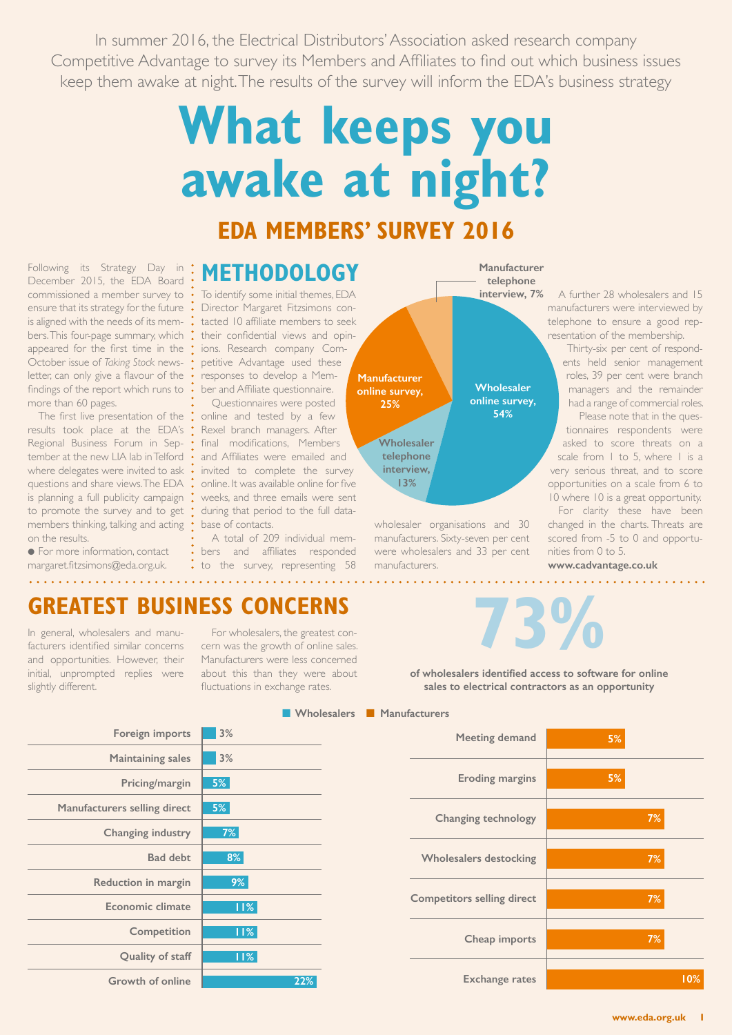In summer 2016, the Electrical Distributors' Association asked research company Competitive Advantage to survey its Members and Affiliates to find out which business issues keep them awake at night. The results of the survey will inform the EDA's business strategy

# What keeps you awake at night?

## EDA MEMBERS' SURVEY 2016

Following its Strategy Day in December 2015, the EDA Board commissioned a member survey to ensure that its strategy for the future is aligned with the needs of its members. This four-page summary, which appeared for the first time in the October issue of *Taking Stock* newsletter, can only give a flavour of the findings of the report which runs to more than 60 pages.

The first live presentation of the results took place at the EDA's Regional Business Forum in September at the new LIA lab in Telford where delegates were invited to ask questions and share views. The EDA is planning a full publicity campaign to promote the survey and to get members thinking, talking and acting on the results.

● For more information, contact margaret.fitzsimons@eda.org.uk.

## METHODOLOGY

To identify some initial themes, EDA Director Margaret Fitzsimons contacted 10 affiliate members to seek their confidential views and opinions. Research company Competitive Advantage used these responses to develop a Member and Affiliate questionnaire.

Questionnaires were posted online and tested by a few Rexel branch managers. After final modifications, Members and Affiliates were emailed and invited to complete the survey online. It was available online for five weeks, and three emails were sent during that period to the full database of contacts.

A total of 209 individual members and affiliates responded to the survey, representing 58 wholesaler organisations and 30 manufacturers. Sixty-seven per cent were wholesalers and 33 per cent manufacturers.

| Response type | Share |
|---|---|
| Wholesaler online survey | 54% |
| Wholesaler telephone interview | 13% |
| Manufacturer online survey | 25% |
| Manufacturer telephone interview | 7% |

A further 28 wholesalers and 15 manufacturers were interviewed by telephone to ensure a good representation of the membership.

Thirty-six per cent of respondents held senior management roles, 39 per cent were branch managers and the remainder had a range of commercial roles.

Please note that in the questionnaires respondents were asked to score threats on a scale from 1 to 5, where 1 is a very serious threat, and to score opportunities on a scale from 6 to 10 where 10 is a great opportunity. For clarity these have been changed in the charts. Threats are scored from -5 to 0 and opportunities from 0 to 5.

**www.cadvantage.co.uk**

## GREATEST BUSINESS CONCERNS

In general, wholesalers and manufacturers identified similar concerns and opportunities. However, their initial, unprompted replies were slightly different.

For wholesalers, the greatest concern was the growth of online sales. Manufacturers were less concerned about this than they were about fluctuations in exchange rates.

**73%**

**of wholesalers identified access to software for online sales to electrical contractors as an opportunity**

**Wholesalers**

| Concern | % |
|---|---|
| Foreign imports | 3% |
| Maintaining sales | 3% |
| Pricing/margin | 5% |
| Manufacturers selling direct | 5% |
| Changing industry | 7% |
| Bad debt | 8% |
| Reduction in margin | 9% |
| Economic climate | 11% |
| Competition | 11% |
| Quality of staff | 11% |
| Growth of online | 22% |

**Manufacturers**

| Concern | % |
|---|---|
| Meeting demand | 5% |
| Eroding margins | 5% |
| Changing technology | 7% |
| Wholesalers destocking | 7% |
| Competitors selling direct | 7% |
| Cheap imports | 7% |
| Exchange rates | 10% |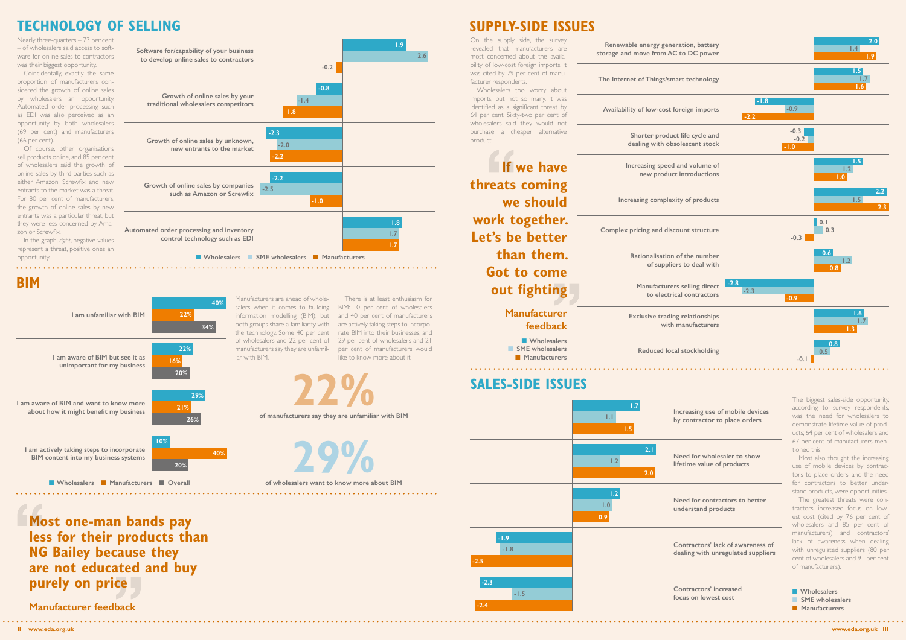## TECHNOLOGY OF SELLING

Nearly three-quarters – 73 per cent – of wholesalers said access to software for online sales to contractors was their biggest opportunity.

Coincidentally, exactly the same proportion of manufacturers considered the growth of online sales by wholesalers an opportunity. Automated order processing such as EDI was also perceived as an opportunity by both wholesalers (69 per cent) and manufacturers (66 per cent).

Of course, other organisations sell products online, and 85 per cent of wholesalers said the growth of online sales by third parties such as either Amazon, Screwfix and new entrants to the market was a threat. For 80 per cent of manufacturers, the growth of online sales by new entrants was a particular threat, but they were less concerned by Amazon or Screwfix.

In the graph, right, negative values represent a threat, positive ones an opportunity.

| | Wholesalers | SME wholesalers | Manufacturers |
|---|---|---|---|
| Software for/capability of your business to develop online sales to contractors | 1.9 | 2.6 | -0.2 |
| Growth of online sales by your traditional wholesalers competitors | -0.8 | -1.4 | 1.8 |
| Growth of online sales by unknown, new entrants to the market | -2.3 | -2.0 | -2.2 |
| Growth of online sales by companies such as Amazon or Screwfix | -2.2 | -2.5 | -1.0 |
| Automated order processing and inventory control technology such as EDI | 1.8 | 1.7 | 1.7 |

## BIM

| | Wholesalers | Manufacturers | Overall |
|---|---|---|---|
| I am unfamiliar with BIM | 40% | 22% | 34% |
| I am aware of BIM but see it as unimportant for my business | 22% | 16% | 20% |
| I am aware of BIM and want to know more about how it might benefit my business | 29% | 21% | 26% |
| I am actively taking steps to incorporate BIM content into my business systems | 10% | 40% | 20% |

Manufacturers are ahead of wholesalers when it comes to building information modelling (BIM), but both groups share a familiarity with the technology. Some 40 per cent of wholesalers and 22 per cent of manufacturers say they are unfamiliar with BIM.

There is at least enthusiasm for BIM: 10 per cent of wholesalers and 40 per cent of manufacturers are actively taking steps to incorporate BIM into their businesses, and 29 per cent of wholesalers and 21 per cent of manufacturers would like to know more about it.

**22%** of manufacturers say they are unfamiliar with BIM

**29%** of wholesalers want to know more about BIM

> **Most one-man bands pay less for their products than NG Bailey because they are not educated and buy purely on price**
>
> Manufacturer feedback

## SUPPLY-SIDE ISSUES

On the supply side, the survey revealed that manufacturers are most concerned about the availability of low-cost foreign imports. It was cited by 79 per cent of manufacturer respondents.

Wholesalers too worry about imports, but not so many. It was identified as a significant threat by 64 per cent. Sixty-two per cent of wholesalers said they would not purchase a cheaper alternative product.

> **If we have threats coming we should work together. Let's be better than them. Got to come out fighting**
>
> Manufacturer feedback

| | Wholesalers | SME wholesalers | Manufacturers |
|---|---|---|---|
| Renewable energy generation, battery storage and move from AC to DC power | 2.0 | 1.4 | 1.9 |
| The Internet of Things/smart technology | 1.5 | 1.7 | 1.6 |
| Availability of low-cost foreign imports | -1.8 | -0.9 | -2.2 |
| Shorter product life cycle and dealing with obsolescent stock | -0.3 | -0.2 | -1.0 |
| Increasing speed and volume of new product introductions | 1.5 | 1.2 | 1.0 |
| Increasing complexity of products | 2.2 | 1.5 | 2.3 |
| Complex pricing and discount structure | 0.1 | 0.3 | -0.3 |
| Rationalisation of the number of suppliers to deal with | 0.6 | 1.2 | 0.8 |
| Manufacturers selling direct to electrical contractors | -2.8 | -2.3 | -0.9 |
| Exclusive trading relationships with manufacturers | 1.6 | 1.7 | 1.3 |
| Reduced local stockholding | 0.8 | 0.5 | -0.1 |

## SALES-SIDE ISSUES

| | Wholesalers | SME wholesalers | Manufacturers |
|---|---|---|---|
| Increasing use of mobile devices by contractor to place orders | 1.7 | 1.1 | 1.5 |
| Need for wholesaler to show lifetime value of products | 2.1 | 1.2 | 2.0 |
| Need for contractors to better understand products | 1.2 | 1.0 | 0.9 |
| Contractors' lack of awareness of dealing with unregulated suppliers | -1.9 | -1.8 | -2.5 |
| Contractors' increased focus on lowest cost | -2.3 | -1.5 | -2.4 |

The biggest sales-side opportunity, according to survey respondents, was the need for wholesalers to demonstrate lifetime value of products; 64 per cent of wholesalers and 67 per cent of manufacturers mentioned this.

Most also thought the increasing use of mobile devices by contractors to place orders, and the need for contractors to better understand products, were opportunities.

The greatest threats were contractors' increased focus on lowest cost (cited by 76 per cent of wholesalers and 85 per cent of manufacturers) and contractors' lack of awareness when dealing with unregulated suppliers (80 per cent of wholesalers and 91 per cent of manufacturers).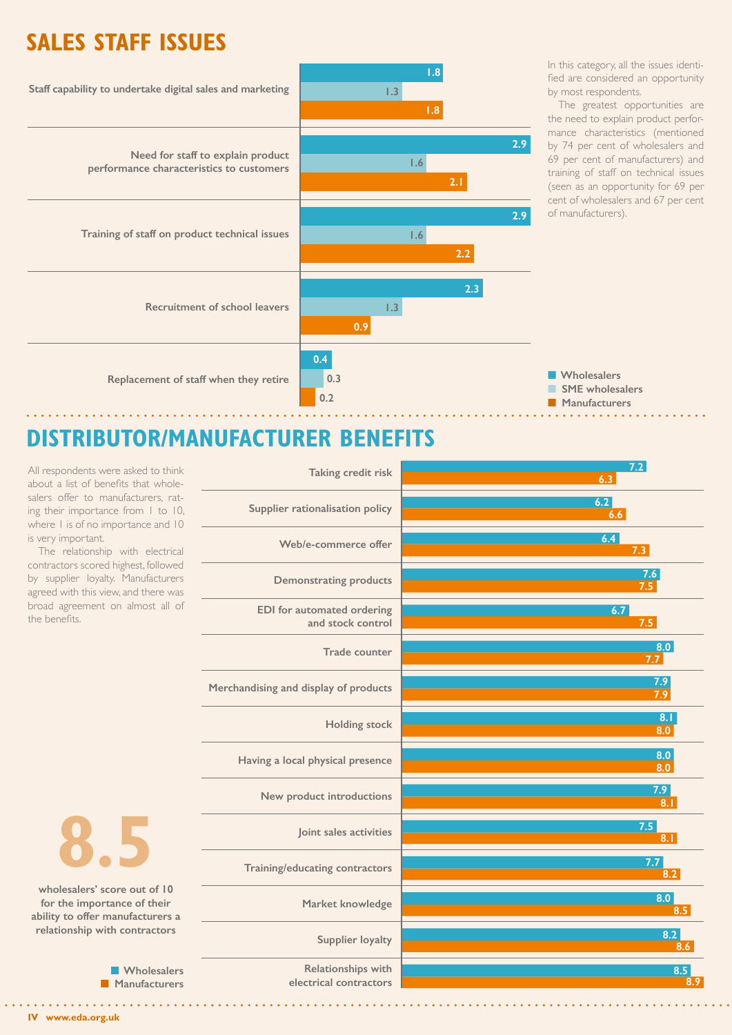# SALES STAFF ISSUES

Staff capability to undertake digital sales and marketing
1.8
1.3
1.8

Need for staff to explain product performance characteristics to customers
2.9
1.6
2.1

Training of staff on product technical issues
2.9
1.6
2.2

Recruitment of school leavers
2.3
1.3
0.9

Replacement of staff when they retire
0.4
0.3
0.2

Wholesalers
SME wholesalers
Manufacturers

In this category, all the issues identified are considered an opportunity by most respondents.

The greatest opportunities are the need to explain product performance characteristics (mentioned by 74 per cent of wholesalers and 69 per cent of manufacturers) and training of staff on technical issues (seen as an opportunity for 69 per cent of wholesalers and 67 per cent of manufacturers).

# DISTRIBUTOR/MANUFACTURER BENEFITS

All respondents were asked to think about a list of benefits that wholesalers offer to manufacturers, rating their importance from 1 to 10, where 1 is of no importance and 10 is very important.

The relationship with electrical contractors scored highest, followed by supplier loyalty. Manufacturers agreed with this view, and there was broad agreement on almost all of the benefits.

**8.5**

**wholesalers' score out of 10 for the importance of their ability to offer manufacturers a relationship with contractors**

Taking credit risk
7.2
6.3

Supplier rationalisation policy
6.2
6.6

Web/e-commerce offer
6.4
7.3

Demonstrating products
7.6
7.5

EDI for automated ordering and stock control
6.7
7.5

Trade counter
8.0
7.7

Merchandising and display of products
7.9
7.9

Holding stock
8.1
8.0

Having a local physical presence
8.0
8.0

New product introductions
7.9
8.1

Joint sales activities
7.5
8.1

Training/educating contractors
7.7
8.2

Market knowledge
8.0
8.5

Supplier loyalty
8.2
8.6

Relationships with electrical contractors
8.5
8.9

Wholesalers
Manufacturers

IV www.eda.org.uk